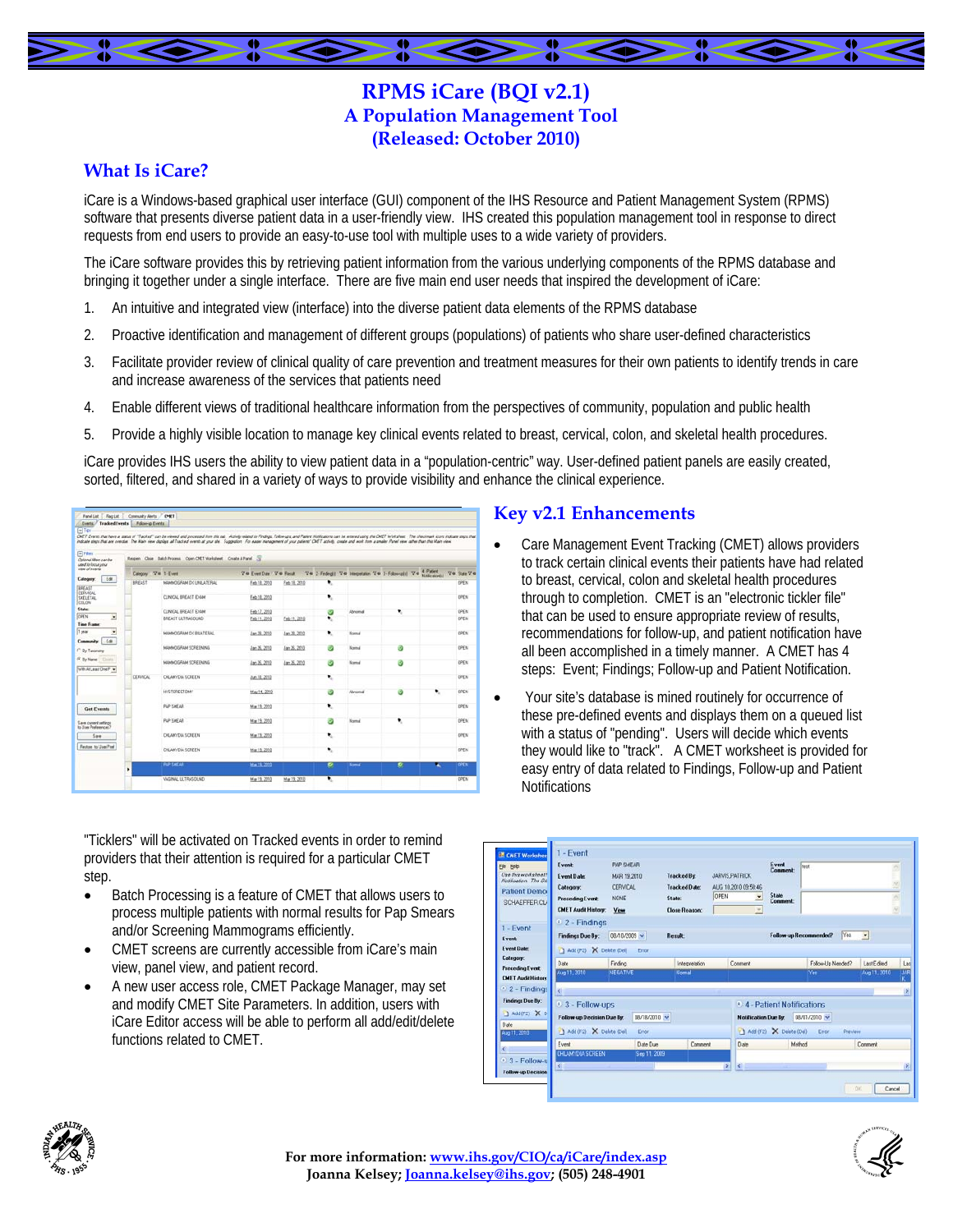# RPMS iCare (BQI v2.1)
## A Population Management Tool
## (Released: October 2010)

## What Is iCare?

iCare is a Windows-based graphical user interface (GUI) component of the IHS Resource and Patient Management System (RPMS) software that presents diverse patient data in a user-friendly view. IHS created this population management tool in response to direct requests from end users to provide an easy-to-use tool with multiple uses to a wide variety of providers.

The iCare software provides this by retrieving patient information from the various underlying components of the RPMS database and bringing it together under a single interface. There are five main end user needs that inspired the development of iCare:

1. An intuitive and integrated view (interface) into the diverse patient data elements of the RPMS database
2. Proactive identification and management of different groups (populations) of patients who share user-defined characteristics
3. Facilitate provider review of clinical quality of care prevention and treatment measures for their own patients to identify trends in care and increase awareness of the services that patients need
4. Enable different views of traditional healthcare information from the perspectives of community, population and public health
5. Provide a highly visible location to manage key clinical events related to breast, cervical, colon, and skeletal health procedures.

iCare provides IHS users the ability to view patient data in a "population-centric" way. User-defined patient panels are easily created, sorted, filtered, and shared in a variety of ways to provide visibility and enhance the clinical experience.

## Key v2.1 Enhancements

- Care Management Event Tracking (CMET) allows providers to track certain clinical events their patients have had related to breast, cervical, colon and skeletal health procedures through to completion. CMET is an "electronic tickler file" that can be used to ensure appropriate review of results, recommendations for follow-up, and patient notification have all been accomplished in a timely manner. A CMET has 4 steps: Event; Findings; Follow-up and Patient Notification.
- Your site's database is mined routinely for occurrence of these pre-defined events and displays them on a queued list with a status of "pending". Users will decide which events they would like to "track". A CMET worksheet is provided for easy entry of data related to Findings, Follow-up and Patient Notifications

"Ticklers" will be activated on Tracked events in order to remind providers that their attention is required for a particular CMET step.

- Batch Processing is a feature of CMET that allows users to process multiple patients with normal results for Pap Smears and/or Screening Mammograms efficiently.
- CMET screens are currently accessible from iCare's main view, panel view, and patient record.
- A new user access role, CMET Package Manager, may set and modify CMET Site Parameters. In addition, users with iCare Editor access will be able to perform all add/edit/delete functions related to CMET.

**For more information:** www.ihs.gov/CIO/ca/iCare/index.asp
Joanna Kelsey; Joanna.kelsey@ihs.gov; (505) 248-4901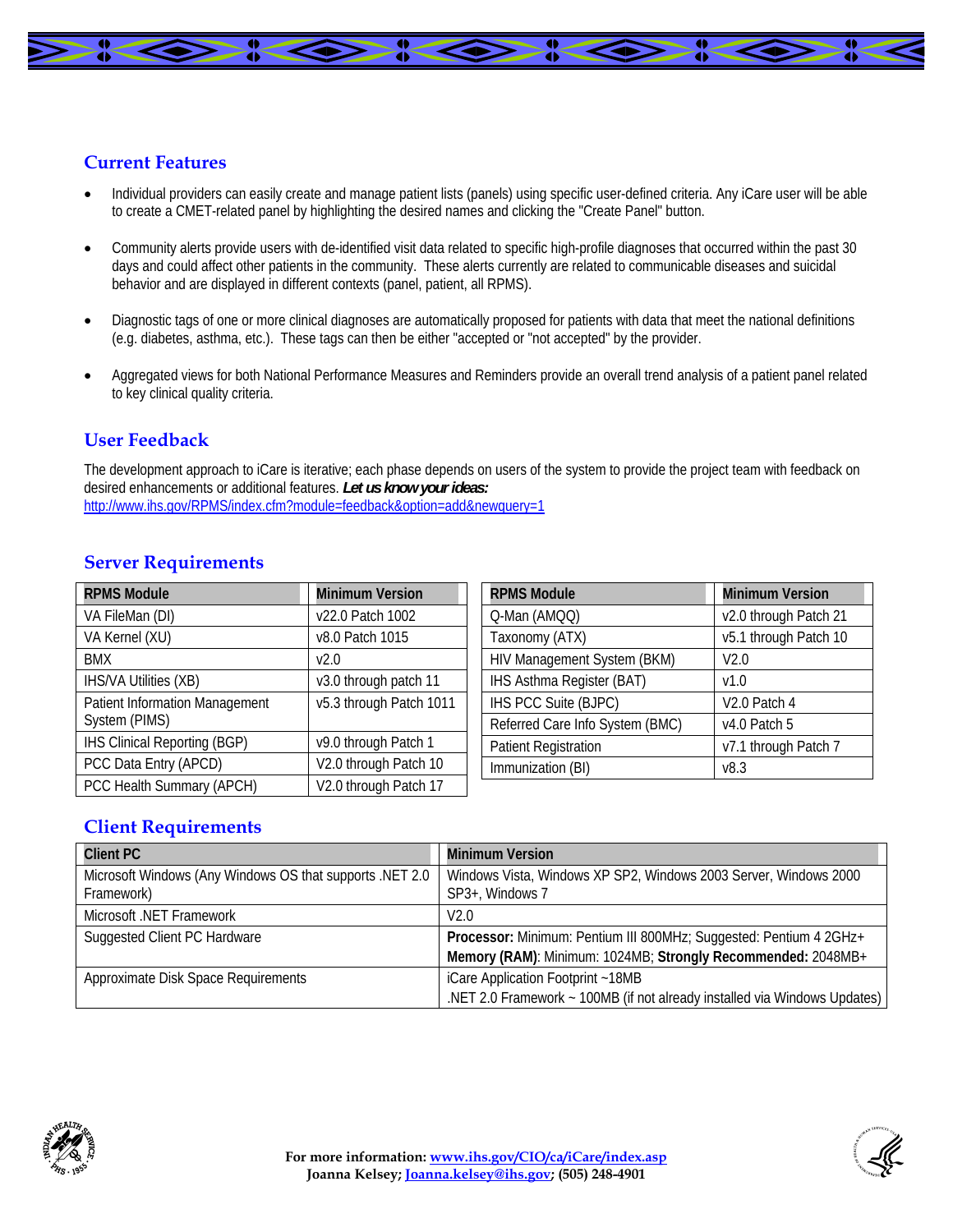## Current Features

- Individual providers can easily create and manage patient lists (panels) using specific user-defined criteria. Any iCare user will be able to create a CMET-related panel by highlighting the desired names and clicking the "Create Panel" button.
- Community alerts provide users with de-identified visit data related to specific high-profile diagnoses that occurred within the past 30 days and could affect other patients in the community. These alerts currently are related to communicable diseases and suicidal behavior and are displayed in different contexts (panel, patient, all RPMS).
- Diagnostic tags of one or more clinical diagnoses are automatically proposed for patients with data that meet the national definitions (e.g. diabetes, asthma, etc.). These tags can then be either "accepted or "not accepted" by the provider.
- Aggregated views for both National Performance Measures and Reminders provide an overall trend analysis of a patient panel related to key clinical quality criteria.

## User Feedback

The development approach to iCare is iterative; each phase depends on users of the system to provide the project team with feedback on desired enhancements or additional features. ***Let us know your ideas:***
http://www.ihs.gov/RPMS/index.cfm?module=feedback&option=add&newquery=1

## Server Requirements

| RPMS Module | Minimum Version |
|---|---|
| VA FileMan (DI) | v22.0 Patch 1002 |
| VA Kernel (XU) | v8.0 Patch 1015 |
| BMX | v2.0 |
| IHS/VA Utilities (XB) | v3.0 through patch 11 |
| Patient Information Management System (PIMS) | v5.3 through Patch 1011 |
| IHS Clinical Reporting (BGP) | v9.0 through Patch 1 |
| PCC Data Entry (APCD) | V2.0 through Patch 10 |
| PCC Health Summary (APCH) | V2.0 through Patch 17 |

| RPMS Module | Minimum Version |
|---|---|
| Q-Man (AMQQ) | v2.0 through Patch 21 |
| Taxonomy (ATX) | v5.1 through Patch 10 |
| HIV Management System (BKM) | V2.0 |
| IHS Asthma Register (BAT) | v1.0 |
| IHS PCC Suite (BJPC) | V2.0 Patch 4 |
| Referred Care Info System (BMC) | v4.0 Patch 5 |
| Patient Registration | v7.1 through Patch 7 |
| Immunization (BI) | v8.3 |

## Client Requirements

| Client PC | Minimum Version |
|---|---|
| Microsoft Windows (Any Windows OS that supports .NET 2.0 Framework) | Windows Vista, Windows XP SP2, Windows 2003 Server, Windows 2000 SP3+, Windows 7 |
| Microsoft .NET Framework | V2.0 |
| Suggested Client PC Hardware | **Processor:** Minimum: Pentium III 800MHz; Suggested: Pentium 4 2GHz+<br>**Memory (RAM)**: Minimum: 1024MB; **Strongly Recommended:** 2048MB+ |
| Approximate Disk Space Requirements | iCare Application Footprint ~18MB<br>.NET 2.0 Framework ~ 100MB (if not already installed via Windows Updates) |

**For more information: www.ihs.gov/CIO/ca/iCare/index.asp**
**Joanna Kelsey; Joanna.kelsey@ihs.gov; (505) 248-4901**